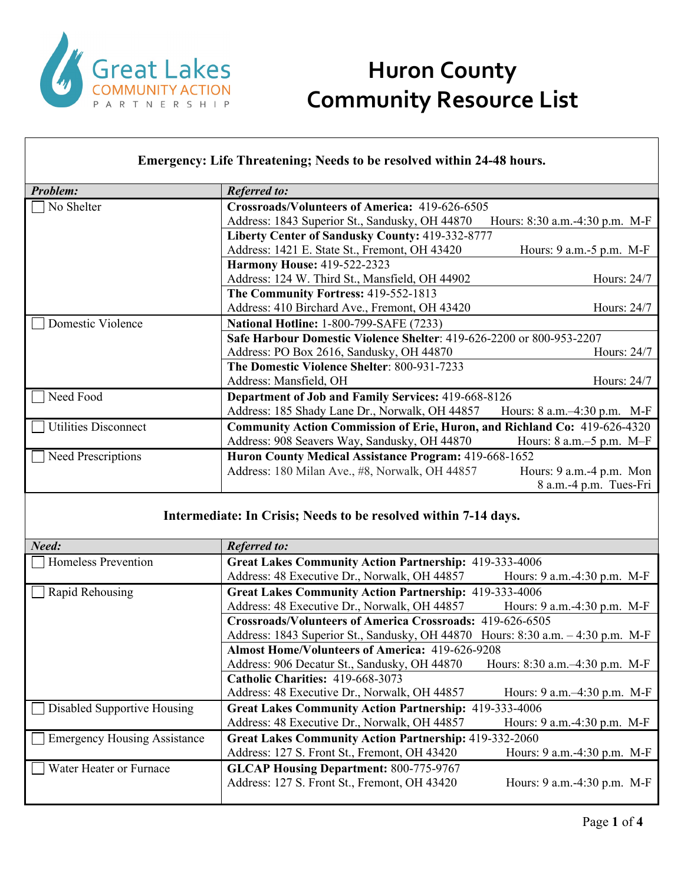Great Lakes COMMUNITY ACTION PARTNERSHIP

# Huron County Community Resource List

## Emergency: Life Threatening; Needs to be resolved within 24-48 hours.

| *Problem:* | *Referred to:* |
|---|---|
| ☐ No Shelter | **Crossroads/Volunteers of America:** 419-626-6505<br>Address: 1843 Superior St., Sandusky, OH 44870 Hours: 8:30 a.m.-4:30 p.m. M-F |
| | **Liberty Center of Sandusky County:** 419-332-8777<br>Address: 1421 E. State St., Fremont, OH 43420 Hours: 9 a.m.-5 p.m. M-F |
| | **Harmony House:** 419-522-2323<br>Address: 124 W. Third St., Mansfield, OH 44902 Hours: 24/7 |
| | **The Community Fortress:** 419-552-1813<br>Address: 410 Birchard Ave., Fremont, OH 43420 Hours: 24/7 |
| ☐ Domestic Violence | **National Hotline:** 1-800-799-SAFE (7233) |
| | **Safe Harbour Domestic Violence Shelter**: 419-626-2200 or 800-953-2207<br>Address: PO Box 2616, Sandusky, OH 44870 Hours: 24/7 |
| | **The Domestic Violence Shelter**: 800-931-7233<br>Address: Mansfield, OH Hours: 24/7 |
| ☐ Need Food | **Department of Job and Family Services:** 419-668-8126<br>Address: 185 Shady Lane Dr., Norwalk, OH 44857 Hours: 8 a.m.–4:30 p.m. M-F |
| ☐ Utilities Disconnect | **Community Action Commission of Erie, Huron, and Richland Co:** 419-626-4320<br>Address: 908 Seavers Way, Sandusky, OH 44870 Hours: 8 a.m.–5 p.m. M–F |
| ☐ Need Prescriptions | **Huron County Medical Assistance Program:** 419-668-1652<br>Address: 180 Milan Ave., #8, Norwalk, OH 44857 Hours: 9 a.m.-4 p.m. Mon; 8 a.m.-4 p.m. Tues-Fri |

## Intermediate: In Crisis; Needs to be resolved within 7-14 days.

| *Need:* | *Referred to:* |
|---|---|
| ☐ Homeless Prevention | **Great Lakes Community Action Partnership:** 419-333-4006<br>Address: 48 Executive Dr., Norwalk, OH 44857 Hours: 9 a.m.-4:30 p.m. M-F |
| ☐ Rapid Rehousing | **Great Lakes Community Action Partnership:** 419-333-4006<br>Address: 48 Executive Dr., Norwalk, OH 44857 Hours: 9 a.m.-4:30 p.m. M-F |
| | **Crossroads/Volunteers of America Crossroads:** 419-626-6505<br>Address: 1843 Superior St., Sandusky, OH 44870 Hours: 8:30 a.m. – 4:30 p.m. M-F |
| | **Almost Home/Volunteers of America:** 419-626-9208<br>Address: 906 Decatur St., Sandusky, OH 44870 Hours: 8:30 a.m.–4:30 p.m. M-F |
| | **Catholic Charities:** 419-668-3073<br>Address: 48 Executive Dr., Norwalk, OH 44857 Hours: 9 a.m.–4:30 p.m. M-F |
| ☐ Disabled Supportive Housing | **Great Lakes Community Action Partnership:** 419-333-4006<br>Address: 48 Executive Dr., Norwalk, OH 44857 Hours: 9 a.m.-4:30 p.m. M-F |
| ☐ Emergency Housing Assistance | **Great Lakes Community Action Partnership:** 419-332-2060<br>Address: 127 S. Front St., Fremont, OH 43420 Hours: 9 a.m.-4:30 p.m. M-F |
| ☐ Water Heater or Furnace | **GLCAP Housing Department:** 800-775-9767<br>Address: 127 S. Front St., Fremont, OH 43420 Hours: 9 a.m.-4:30 p.m. M-F |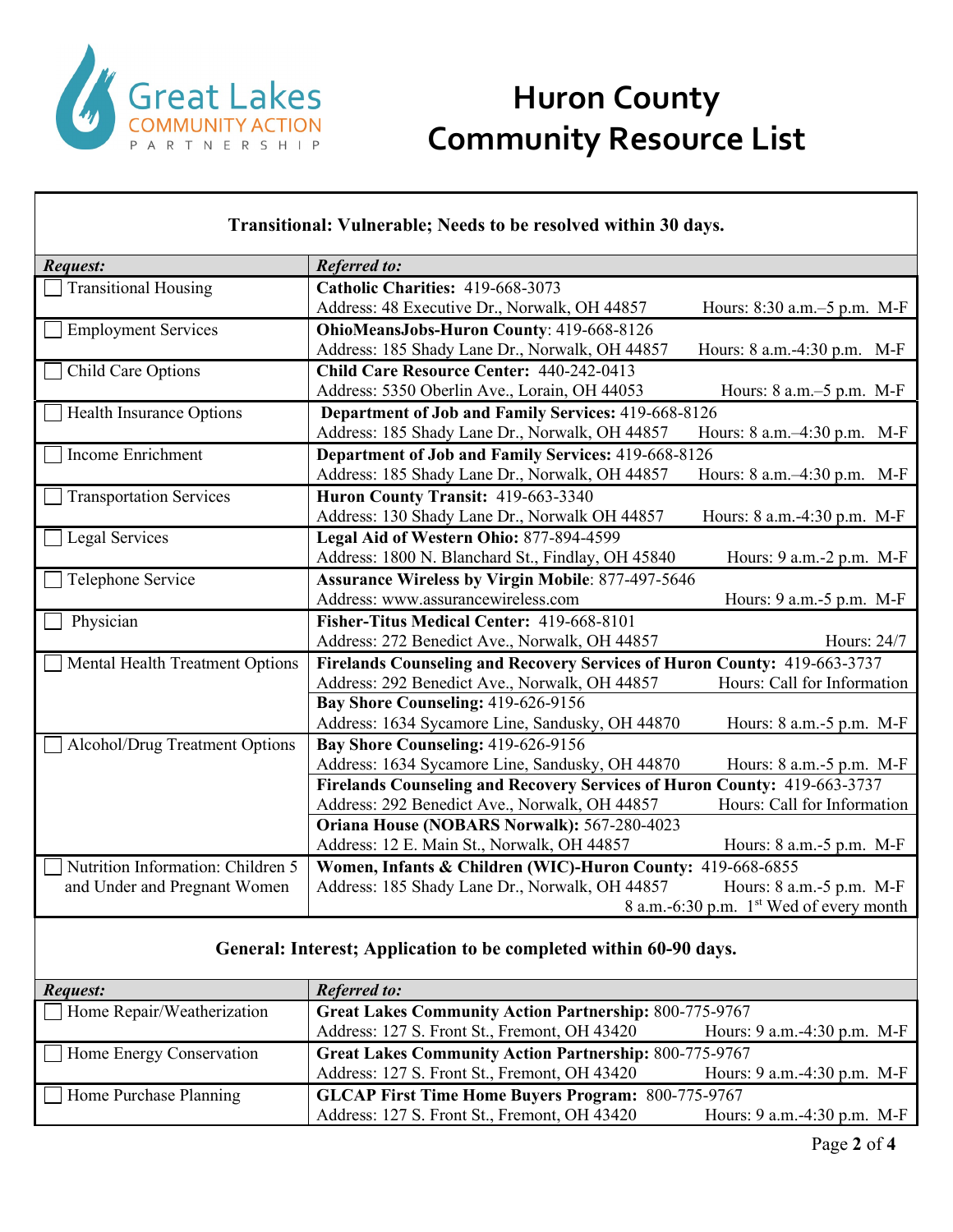# Huron County Community Resource List

Great Lakes Community Action Partnership

**Transitional: Vulnerable; Needs to be resolved within 30 days.**

| ***Request:*** | ***Referred to:*** |
|---|---|
| ☐ Transitional Housing | **Catholic Charities:** 419-668-3073<br>Address: 48 Executive Dr., Norwalk, OH 44857 Hours: 8:30 a.m.–5 p.m. M-F |
| ☐ Employment Services | **OhioMeansJobs-Huron County**: 419-668-8126<br>Address: 185 Shady Lane Dr., Norwalk, OH 44857 Hours: 8 a.m.-4:30 p.m. M-F |
| ☐ Child Care Options | **Child Care Resource Center:** 440-242-0413<br>Address: 5350 Oberlin Ave., Lorain, OH 44053 Hours: 8 a.m.–5 p.m. M-F |
| ☐ Health Insurance Options | **Department of Job and Family Services:** 419-668-8126<br>Address: 185 Shady Lane Dr., Norwalk, OH 44857 Hours: 8 a.m.–4:30 p.m. M-F |
| ☐ Income Enrichment | **Department of Job and Family Services:** 419-668-8126<br>Address: 185 Shady Lane Dr., Norwalk, OH 44857 Hours: 8 a.m.–4:30 p.m. M-F |
| ☐ Transportation Services | **Huron County Transit:** 419-663-3340<br>Address: 130 Shady Lane Dr., Norwalk OH 44857 Hours: 8 a.m.-4:30 p.m. M-F |
| ☐ Legal Services | **Legal Aid of Western Ohio:** 877-894-4599<br>Address: 1800 N. Blanchard St., Findlay, OH 45840 Hours: 9 a.m.-2 p.m. M-F |
| ☐ Telephone Service | **Assurance Wireless by Virgin Mobile**: 877-497-5646<br>Address: www.assurancewireless.com Hours: 9 a.m.-5 p.m. M-F |
| ☐ Physician | **Fisher-Titus Medical Center:** 419-668-8101<br>Address: 272 Benedict Ave., Norwalk, OH 44857 Hours: 24/7 |
| ☐ Mental Health Treatment Options | **Firelands Counseling and Recovery Services of Huron County:** 419-663-3737<br>Address: 292 Benedict Ave., Norwalk, OH 44857 Hours: Call for Information |
| | **Bay Shore Counseling:** 419-626-9156<br>Address: 1634 Sycamore Line, Sandusky, OH 44870 Hours: 8 a.m.-5 p.m. M-F |
| ☐ Alcohol/Drug Treatment Options | **Bay Shore Counseling:** 419-626-9156<br>Address: 1634 Sycamore Line, Sandusky, OH 44870 Hours: 8 a.m.-5 p.m. M-F |
| | **Firelands Counseling and Recovery Services of Huron County:** 419-663-3737<br>Address: 292 Benedict Ave., Norwalk, OH 44857 Hours: Call for Information |
| | **Oriana House (NOBARS Norwalk):** 567-280-4023<br>Address: 12 E. Main St., Norwalk, OH 44857 Hours: 8 a.m.-5 p.m. M-F |
| ☐ Nutrition Information: Children 5 and Under and Pregnant Women | **Women, Infants & Children (WIC)-Huron County:** 419-668-6855<br>Address: 185 Shady Lane Dr., Norwalk, OH 44857 Hours: 8 a.m.-5 p.m. M-F<br>8 a.m.-6:30 p.m. 1st Wed of every month |

**General: Interest; Application to be completed within 60-90 days.**

| ***Request:*** | ***Referred to:*** |
|---|---|
| ☐ Home Repair/Weatherization | **Great Lakes Community Action Partnership:** 800-775-9767<br>Address: 127 S. Front St., Fremont, OH 43420 Hours: 9 a.m.-4:30 p.m. M-F |
| ☐ Home Energy Conservation | **Great Lakes Community Action Partnership:** 800-775-9767<br>Address: 127 S. Front St., Fremont, OH 43420 Hours: 9 a.m.-4:30 p.m. M-F |
| ☐ Home Purchase Planning | **GLCAP First Time Home Buyers Program:** 800-775-9767<br>Address: 127 S. Front St., Fremont, OH 43420 Hours: 9 a.m.-4:30 p.m. M-F |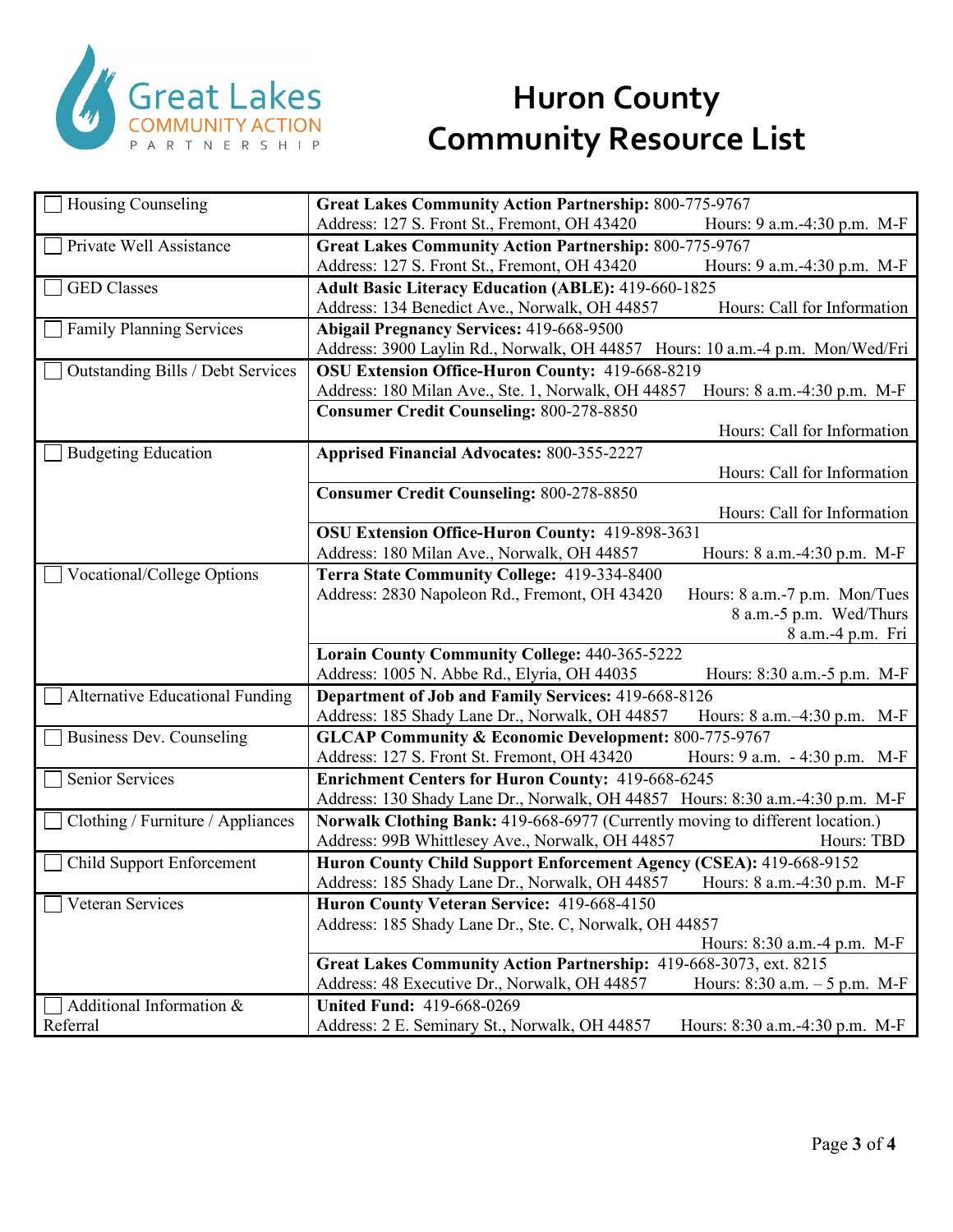Great Lakes COMMUNITY ACTION PARTNERSHIP

# Huron County Community Resource List

| Service | Provider Information |
|---|---|
| ☐ Housing Counseling | **Great Lakes Community Action Partnership:** 800-775-9767<br>Address: 127 S. Front St., Fremont, OH 43420 Hours: 9 a.m.-4:30 p.m. M-F |
| ☐ Private Well Assistance | **Great Lakes Community Action Partnership:** 800-775-9767<br>Address: 127 S. Front St., Fremont, OH 43420 Hours: 9 a.m.-4:30 p.m. M-F |
| ☐ GED Classes | **Adult Basic Literacy Education (ABLE):** 419-660-1825<br>Address: 134 Benedict Ave., Norwalk, OH 44857 Hours: Call for Information |
| ☐ Family Planning Services | **Abigail Pregnancy Services:** 419-668-9500<br>Address: 3900 Laylin Rd., Norwalk, OH 44857 Hours: 10 a.m.-4 p.m. Mon/Wed/Fri |
| ☐ Outstanding Bills / Debt Services | **OSU Extension Office-Huron County:** 419-668-8219<br>Address: 180 Milan Ave., Ste. 1, Norwalk, OH 44857 Hours: 8 a.m.-4:30 p.m. M-F |
| | **Consumer Credit Counseling:** 800-278-8850<br>Hours: Call for Information |
| ☐ Budgeting Education | **Apprised Financial Advocates:** 800-355-2227<br>Hours: Call for Information |
| | **Consumer Credit Counseling:** 800-278-8850<br>Hours: Call for Information |
| | **OSU Extension Office-Huron County:** 419-898-3631<br>Address: 180 Milan Ave., Norwalk, OH 44857 Hours: 8 a.m.-4:30 p.m. M-F |
| ☐ Vocational/College Options | **Terra State Community College:** 419-334-8400<br>Address: 2830 Napoleon Rd., Fremont, OH 43420 Hours: 8 a.m.-7 p.m. Mon/Tues; 8 a.m.-5 p.m. Wed/Thurs; 8 a.m.-4 p.m. Fri |
| | **Lorain County Community College:** 440-365-5222<br>Address: 1005 N. Abbe Rd., Elyria, OH 44035 Hours: 8:30 a.m.-5 p.m. M-F |
| ☐ Alternative Educational Funding | **Department of Job and Family Services:** 419-668-8126<br>Address: 185 Shady Lane Dr., Norwalk, OH 44857 Hours: 8 a.m.–4:30 p.m. M-F |
| ☐ Business Dev. Counseling | **GLCAP Community & Economic Development:** 800-775-9767<br>Address: 127 S. Front St. Fremont, OH 43420 Hours: 9 a.m. - 4:30 p.m. M-F |
| ☐ Senior Services | **Enrichment Centers for Huron County:** 419-668-6245<br>Address: 130 Shady Lane Dr., Norwalk, OH 44857 Hours: 8:30 a.m.-4:30 p.m. M-F |
| ☐ Clothing / Furniture / Appliances | **Norwalk Clothing Bank:** 419-668-6977 (Currently moving to different location.)<br>Address: 99B Whittlesey Ave., Norwalk, OH 44857 Hours: TBD |
| ☐ Child Support Enforcement | **Huron County Child Support Enforcement Agency (CSEA):** 419-668-9152<br>Address: 185 Shady Lane Dr., Norwalk, OH 44857 Hours: 8 a.m.-4:30 p.m. M-F |
| ☐ Veteran Services | **Huron County Veteran Service:** 419-668-4150<br>Address: 185 Shady Lane Dr., Ste. C, Norwalk, OH 44857<br>Hours: 8:30 a.m.-4 p.m. M-F |
| | **Great Lakes Community Action Partnership:** 419-668-3073, ext. 8215<br>Address: 48 Executive Dr., Norwalk, OH 44857 Hours: 8:30 a.m. – 5 p.m. M-F |
| ☐ Additional Information & Referral | **United Fund:** 419-668-0269<br>Address: 2 E. Seminary St., Norwalk, OH 44857 Hours: 8:30 a.m.-4:30 p.m. M-F |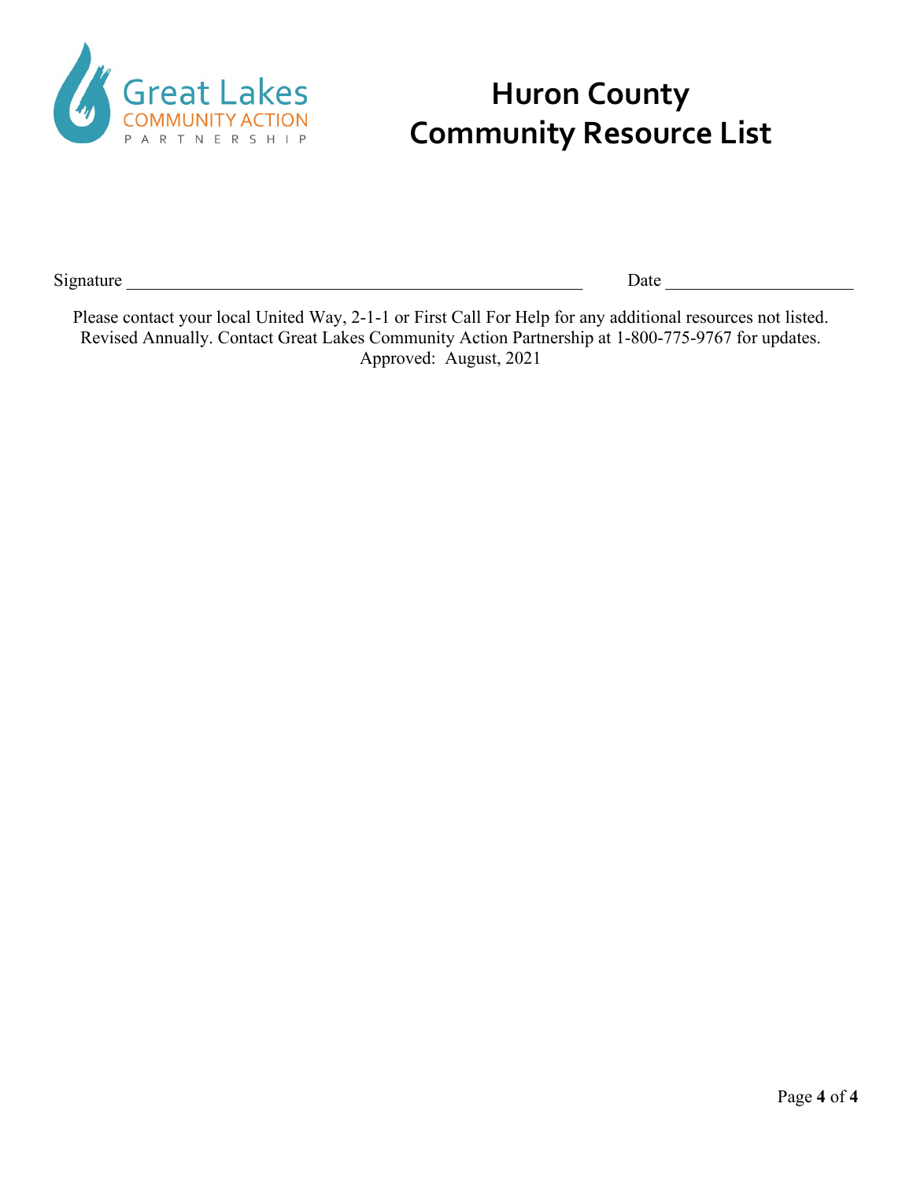Great Lakes
COMMUNITY ACTION
PARTNERSHIP

# Huron County
# Community Resource List

Signature ____________________________________________________ Date _____________________

Please contact your local United Way, 2-1-1 or First Call For Help for any additional resources not listed.
Revised Annually. Contact Great Lakes Community Action Partnership at 1-800-775-9767 for updates.
Approved: August, 2021